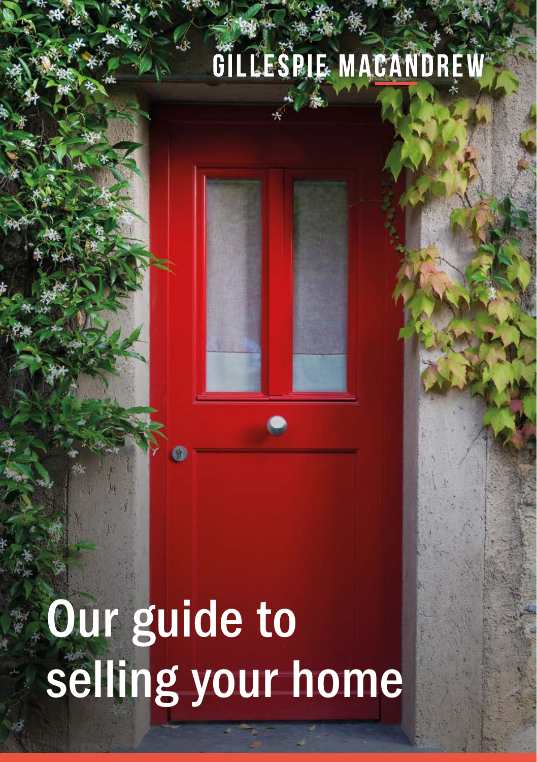GILLESPIE MACANDREW

# Our guide to selling your home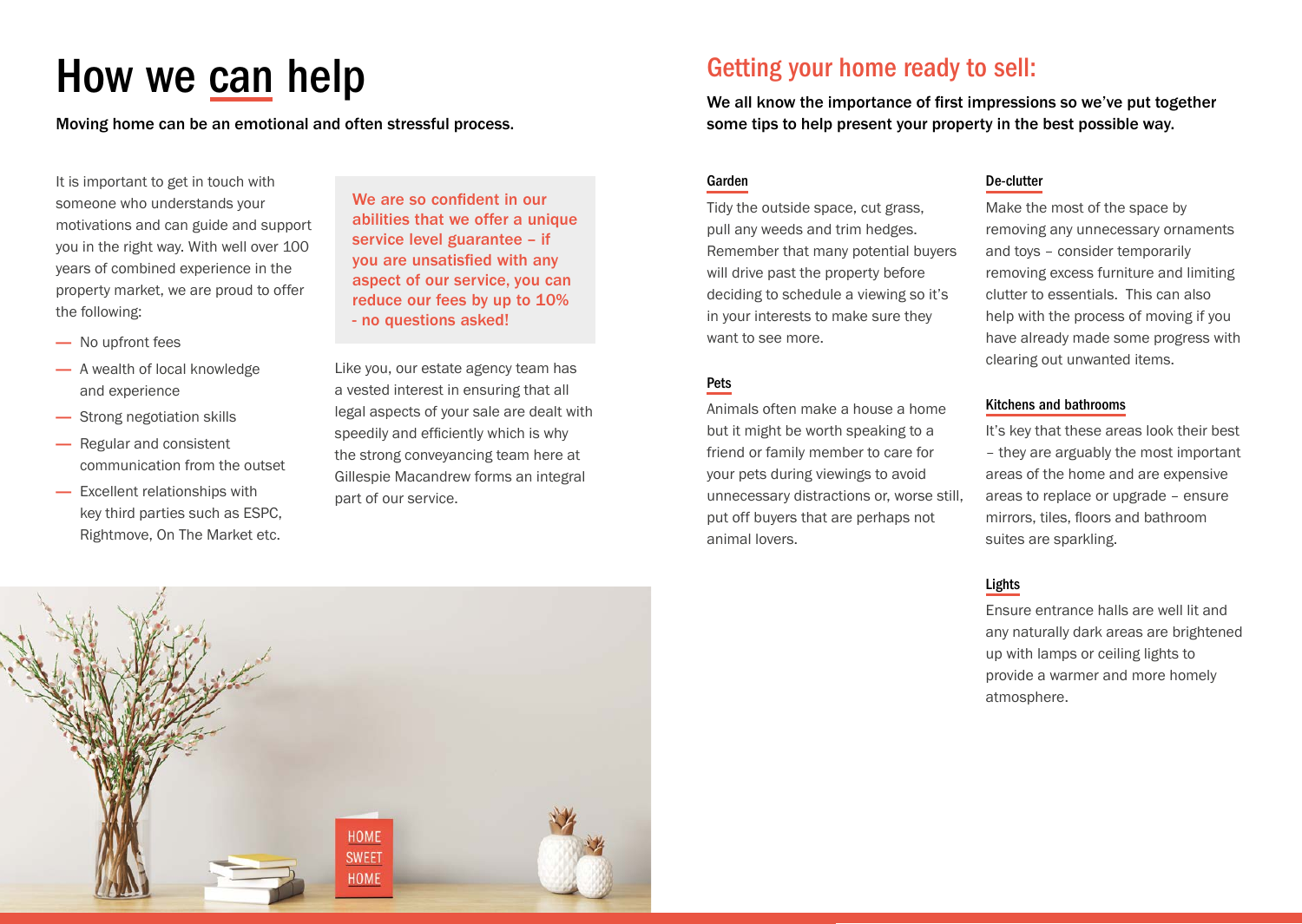# How we can help

**Moving home can be an emotional and often stressful process.**

It is important to get in touch with someone who understands your motivations and can guide and support you in the right way. With well over 100 years of combined experience in the property market, we are proud to offer the following:

- No upfront fees
- A wealth of local knowledge and experience
- Strong negotiation skills
- Regular and consistent communication from the outset
- Excellent relationships with key third parties such as ESPC, Rightmove, On The Market etc.

**We are so confident in our abilities that we offer a unique service level guarantee – if you are unsatisfied with any aspect of our service, you can reduce our fees by up to 10% - no questions asked!**

Like you, our estate agency team has a vested interest in ensuring that all legal aspects of your sale are dealt with speedily and efficiently which is why the strong conveyancing team here at Gillespie Macandrew forms an integral part of our service.

## Getting your home ready to sell:

**We all know the importance of first impressions so we've put together some tips to help present your property in the best possible way.**

### Garden

Tidy the outside space, cut grass, pull any weeds and trim hedges. Remember that many potential buyers will drive past the property before deciding to schedule a viewing so it's in your interests to make sure they want to see more.

### Pets

Animals often make a house a home but it might be worth speaking to a friend or family member to care for your pets during viewings to avoid unnecessary distractions or, worse still, put off buyers that are perhaps not animal lovers.

### De-clutter

Make the most of the space by removing any unnecessary ornaments and toys – consider temporarily removing excess furniture and limiting clutter to essentials. This can also help with the process of moving if you have already made some progress with clearing out unwanted items.

### Kitchens and bathrooms

It's key that these areas look their best – they are arguably the most important areas of the home and are expensive areas to replace or upgrade – ensure mirrors, tiles, floors and bathroom suites are sparkling.

### Lights

Ensure entrance halls are well lit and any naturally dark areas are brightened up with lamps or ceiling lights to provide a warmer and more homely atmosphere.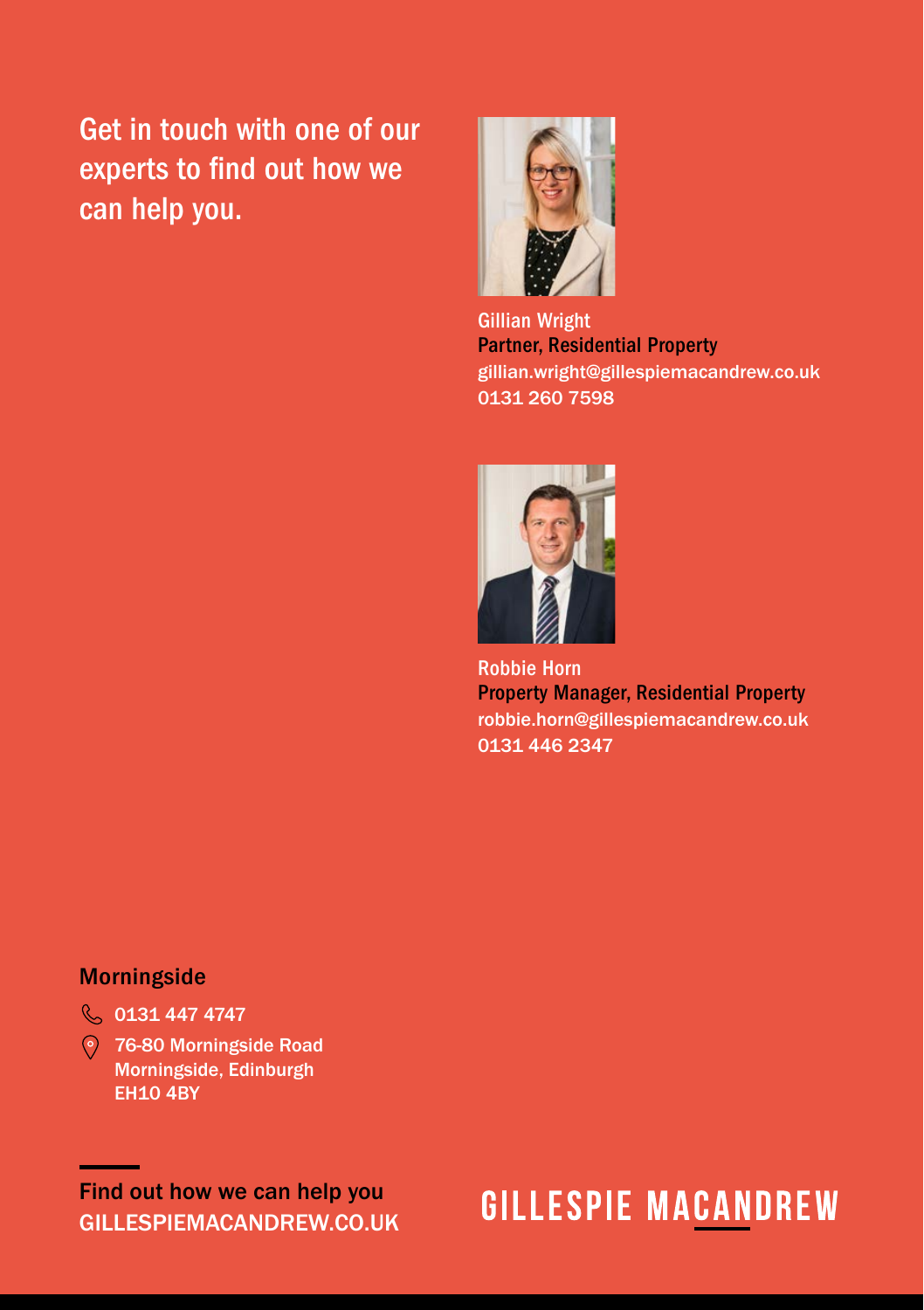Get in touch with one of our experts to find out how we can help you.

Gillian Wright
Partner, Residential Property
gillian.wright@gillespiemacandrew.co.uk
0131 260 7598

Robbie Horn
Property Manager, Residential Property
robbie.horn@gillespiemacandrew.co.uk
0131 446 2347

## Morningside

0131 447 4747

76-80 Morningside Road
Morningside, Edinburgh
EH10 4BY

Find out how we can help you
GILLESPIEMACANDREW.CO.UK

GILLESPIE MACANDREW